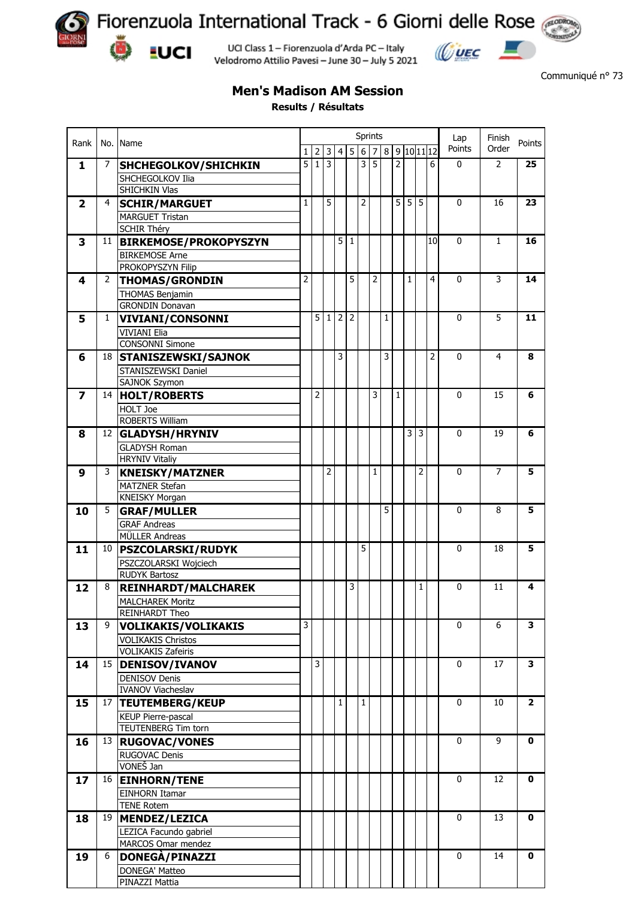# Fiorenzuola International Track - 6 Giorni delle Rose

UCI Class 1 – Fiorenzuola d'Arda PC – Italy
Velodromo Attilio Pavesi – June 30 – July 5 2021

Communiqué n° 73

## Men's Madison AM Session

**Results / Résultats**

| Rank | No. | Name | Sprints | | | | | | | | | | | | Lap Points | Finish Order | Points |
|---|---|---|---|---|---|---|---|---|---|---|---|---|---|---|---|---|---|
| | | | 1 | 2 | 3 | 4 | 5 | 6 | 7 | 8 | 9 | 10 | 11 | 12 | | | |
| **1** | 7 | **SHCHEGOLKOV/SHICHKIN** | 5 | 1 | 3 | | | 3 | 5 | | 2 | | | 6 | 0 | 2 | **25** |
| | | SHCHEGOLKOV Ilia | | | | | | | | | | | | | | | |
| | | SHICHKIN Vlas | | | | | | | | | | | | | | | |
| **2** | 4 | **SCHIR/MARGUET** | 1 | | 5 | | | 2 | | | 5 | 5 | 5 | | 0 | 16 | **23** |
| | | MARGUET Tristan | | | | | | | | | | | | | | | |
| | | SCHIR Théry | | | | | | | | | | | | | | | |
| **3** | 11 | **BIRKEMOSE/PROKOPYSZYN** | | | | 5 | 1 | | | | | | | 10 | 0 | 1 | **16** |
| | | BIRKEMOSE Arne | | | | | | | | | | | | | | | |
| | | PROKOPYSZYN Filip | | | | | | | | | | | | | | | |
| **4** | 2 | **THOMAS/GRONDIN** | 2 | | | | 5 | | 2 | | | 1 | | 4 | 0 | 3 | **14** |
| | | THOMAS Benjamin | | | | | | | | | | | | | | | |
| | | GRONDIN Donavan | | | | | | | | | | | | | | | |
| **5** | 1 | **VIVIANI/CONSONNI** | | 5 | 1 | 2 | 2 | | | 1 | | | | | 0 | 5 | **11** |
| | | VIVIANI Elia | | | | | | | | | | | | | | | |
| | | CONSONNI Simone | | | | | | | | | | | | | | | |
| **6** | 18 | **STANISZEWSKI/SAJNOK** | | | | 3 | | | | 3 | | | | 2 | 0 | 4 | **8** |
| | | STANISZEWSKI Daniel | | | | | | | | | | | | | | | |
| | | SAJNOK Szymon | | | | | | | | | | | | | | | |
| **7** | 14 | **HOLT/ROBERTS** | | 2 | | | | | 3 | | 1 | | | | 0 | 15 | **6** |
| | | HOLT Joe | | | | | | | | | | | | | | | |
| | | ROBERTS William | | | | | | | | | | | | | | | |
| **8** | 12 | **GLADYSH/HRYNIV** | | | | | | | | | | 3 | 3 | | 0 | 19 | **6** |
| | | GLADYSH Roman | | | | | | | | | | | | | | | |
| | | HRYNIV Vitaliy | | | | | | | | | | | | | | | |
| **9** | 3 | **KNEISKY/MATZNER** | | | 2 | | | | 1 | | | | 2 | | 0 | 7 | **5** |
| | | MATZNER Stefan | | | | | | | | | | | | | | | |
| | | KNEISKY Morgan | | | | | | | | | | | | | | | |
| **10** | 5 | **GRAF/MULLER** | | | | | | | | 5 | | | | | 0 | 8 | **5** |
| | | GRAF Andreas | | | | | | | | | | | | | | | |
| | | MÜLLER Andreas | | | | | | | | | | | | | | | |
| **11** | 10 | **PSZCOLARSKI/RUDYK** | | | | | | 5 | | | | | | | 0 | 18 | **5** |
| | | PSZCZOLARSKI Wojciech | | | | | | | | | | | | | | | |
| | | RUDYK Bartosz | | | | | | | | | | | | | | | |
| **12** | 8 | **REINHARDT/MALCHAREK** | | | | | 3 | | | | | | 1 | | 0 | 11 | **4** |
| | | MALCHAREK Moritz | | | | | | | | | | | | | | | |
| | | REINHARDT Theo | | | | | | | | | | | | | | | |
| **13** | 9 | **VOLIKAKIS/VOLIKAKIS** | 3 | | | | | | | | | | | | 0 | 6 | **3** |
| | | VOLIKAKIS Christos | | | | | | | | | | | | | | | |
| | | VOLIKAKIS Zafeiris | | | | | | | | | | | | | | | |
| **14** | 15 | **DENISOV/IVANOV** | | 3 | | | | | | | | | | | 0 | 17 | **3** |
| | | DENISOV Denis | | | | | | | | | | | | | | | |
| | | IVANOV Viacheslav | | | | | | | | | | | | | | | |
| **15** | 17 | **TEUTEMBERG/KEUP** | | | | 1 | | 1 | | | | | | | 0 | 10 | **2** |
| | | KEUP Pierre-pascal | | | | | | | | | | | | | | | |
| | | TEUTENBERG Tim torn | | | | | | | | | | | | | | | |
| **16** | 13 | **RUGOVAC/VONES** | | | | | | | | | | | | | 0 | 9 | **0** |
| | | RUGOVAC Denis | | | | | | | | | | | | | | | |
| | | VONEŠ Jan | | | | | | | | | | | | | | | |
| **17** | 16 | **EINHORN/TENE** | | | | | | | | | | | | | 0 | 12 | **0** |
| | | EINHORN Itamar | | | | | | | | | | | | | | | |
| | | TENE Rotem | | | | | | | | | | | | | | | |
| **18** | 19 | **MENDEZ/LEZICA** | | | | | | | | | | | | | 0 | 13 | **0** |
| | | LEZICA Facundo gabriel | | | | | | | | | | | | | | | |
| | | MARCOS Omar mendez | | | | | | | | | | | | | | | |
| **19** | 6 | **DONEGÀ/PINAZZI** | | | | | | | | | | | | | 0 | 14 | **0** |
| | | DONEGA' Matteo | | | | | | | | | | | | | | | |
| | | PINAZZI Mattia | | | | | | | | | | | | | | | |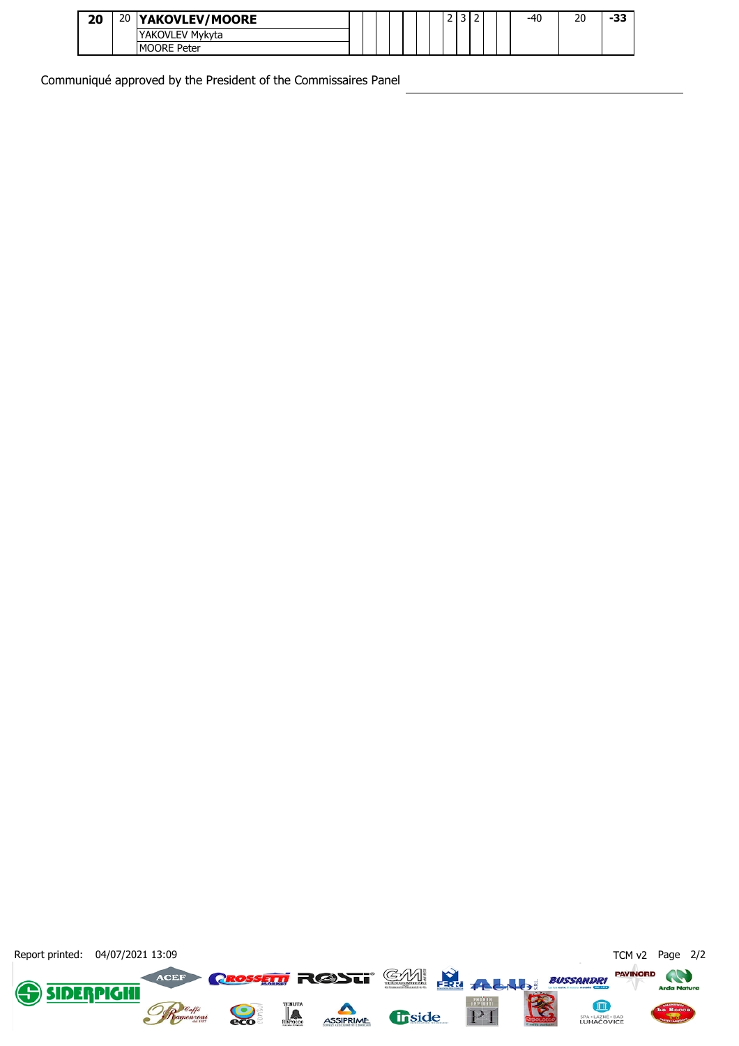| | | | | | | | | | | | | | | | | | |
|---|---|---|---|---|---|---|---|---|---|---|---|---|---|---|---|---|---|
| **20** | 20 | **YAKOVLEV/MOORE** | | | | | | | | 2 | 3 | 2 | | | -40 | 20 | **-33** |
| | | YAKOVLEV Mykyta | | | | | | | | | | | | | | | |
| | | MOORE Peter | | | | | | | | | | | | | | | |

Communiqué approved by the President of the Commissaires Panel ______________________________